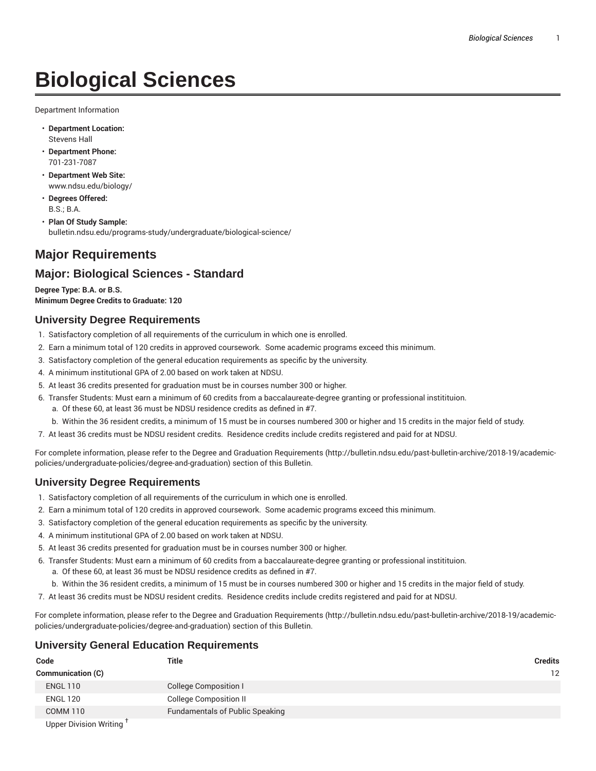# Biological Sciences

Department Information

- **Department Location:**
  Stevens Hall
- **Department Phone:**
  701-231-7087
- **Department Web Site:**
  www.ndsu.edu/biology/
- **Degrees Offered:**
  B.S.; B.A.
- **Plan Of Study Sample:**
  bulletin.ndsu.edu/programs-study/undergraduate/biological-science/

## Major Requirements

## Major: Biological Sciences - Standard

**Degree Type: B.A. or B.S.**
**Minimum Degree Credits to Graduate: 120**

### University Degree Requirements

1. Satisfactory completion of all requirements of the curriculum in which one is enrolled.
2. Earn a minimum total of 120 credits in approved coursework. Some academic programs exceed this minimum.
3. Satisfactory completion of the general education requirements as specific by the university.
4. A minimum institutional GPA of 2.00 based on work taken at NDSU.
5. At least 36 credits presented for graduation must be in courses number 300 or higher.
6. Transfer Students: Must earn a minimum of 60 credits from a baccalaureate-degree granting or professional institituion.
   a. Of these 60, at least 36 must be NDSU residence credits as defined in #7.
   b. Within the 36 resident credits, a minimum of 15 must be in courses numbered 300 or higher and 15 credits in the major field of study.
7. At least 36 credits must be NDSU resident credits. Residence credits include credits registered and paid for at NDSU.

For complete information, please refer to the Degree and Graduation Requirements (http://bulletin.ndsu.edu/past-bulletin-archive/2018-19/academic-policies/undergraduate-policies/degree-and-graduation) section of this Bulletin.

### University Degree Requirements

1. Satisfactory completion of all requirements of the curriculum in which one is enrolled.
2. Earn a minimum total of 120 credits in approved coursework. Some academic programs exceed this minimum.
3. Satisfactory completion of the general education requirements as specific by the university.
4. A minimum institutional GPA of 2.00 based on work taken at NDSU.
5. At least 36 credits presented for graduation must be in courses number 300 or higher.
6. Transfer Students: Must earn a minimum of 60 credits from a baccalaureate-degree granting or professional institituion.
   a. Of these 60, at least 36 must be NDSU residence credits as defined in #7.
   b. Within the 36 resident credits, a minimum of 15 must be in courses numbered 300 or higher and 15 credits in the major field of study.
7. At least 36 credits must be NDSU resident credits. Residence credits include credits registered and paid for at NDSU.

For complete information, please refer to the Degree and Graduation Requirements (http://bulletin.ndsu.edu/past-bulletin-archive/2018-19/academic-policies/undergraduate-policies/degree-and-graduation) section of this Bulletin.

### University General Education Requirements

| Code | Title | Credits |
|---|---|---|
| **Communication (C)** | | 12 |
| ENGL 110 | College Composition I | |
| ENGL 120 | College Composition II | |
| COMM 110 | Fundamentals of Public Speaking | |
| Upper Division Writing † | | |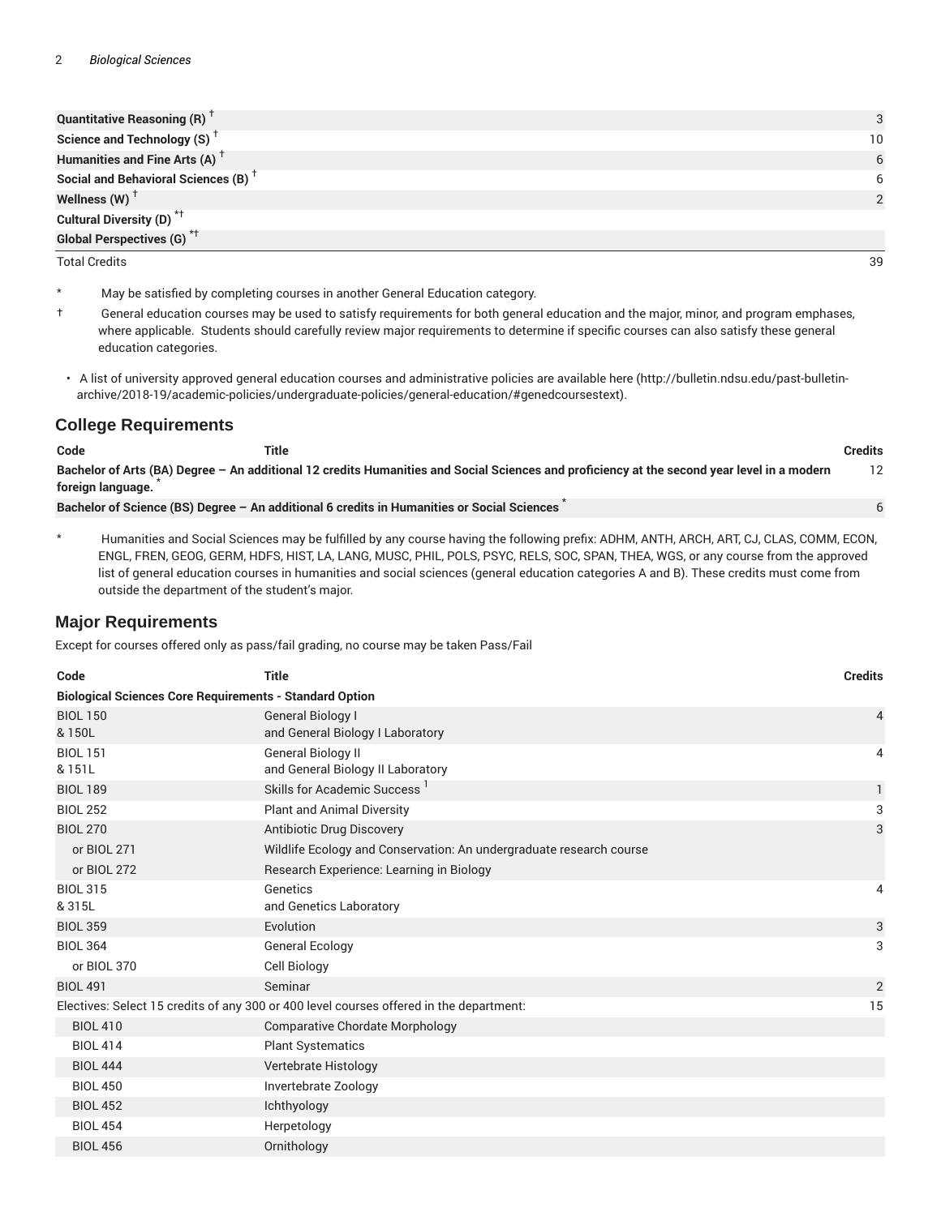| | |
|---|---|
| **Quantitative Reasoning (R)** [†] | 3 |
| **Science and Technology (S)** [†] | 10 |
| **Humanities and Fine Arts (A)** [†] | 6 |
| **Social and Behavioral Sciences (B)** [†] | 6 |
| **Wellness (W)** [†] | 2 |
| **Cultural Diversity (D)** [*†] | |
| **Global Perspectives (G)** [*†] | |
| Total Credits | 39 |

\* May be satisfied by completing courses in another General Education category.

† General education courses may be used to satisfy requirements for both general education and the major, minor, and program emphases, where applicable. Students should carefully review major requirements to determine if specific courses can also satisfy these general education categories.

- A list of university approved general education courses and administrative policies are available here (http://bulletin.ndsu.edu/past-bulletin-archive/2018-19/academic-policies/undergraduate-policies/general-education/#genedcoursestext).

## College Requirements

| Code | Title | Credits |
|---|---|---|
| **Bachelor of Arts (BA) Degree – An additional 12 credits Humanities and Social Sciences and proficiency at the second year level in a modern foreign language.** [*] | | 12 |
| **Bachelor of Science (BS) Degree – An additional 6 credits in Humanities or Social Sciences** [*] | | 6 |

\* Humanities and Social Sciences may be fulfilled by any course having the following prefix: ADHM, ANTH, ARCH, ART, CJ, CLAS, COMM, ECON, ENGL, FREN, GEOG, GERM, HDFS, HIST, LA, LANG, MUSC, PHIL, POLS, PSYC, RELS, SOC, SPAN, THEA, WGS, or any course from the approved list of general education courses in humanities and social sciences (general education categories A and B). These credits must come from outside the department of the student's major.

## Major Requirements

Except for courses offered only as pass/fail grading, no course may be taken Pass/Fail

| Code | Title | Credits |
|---|---|---|
| **Biological Sciences Core Requirements - Standard Option** | | |
| BIOL 150 & 150L | General Biology I and General Biology I Laboratory | 4 |
| BIOL 151 & 151L | General Biology II and General Biology II Laboratory | 4 |
| BIOL 189 | Skills for Academic Success [1] | 1 |
| BIOL 252 | Plant and Animal Diversity | 3 |
| BIOL 270 | Antibiotic Drug Discovery | 3 |
| or BIOL 271 | Wildlife Ecology and Conservation: An undergraduate research course | |
| or BIOL 272 | Research Experience: Learning in Biology | |
| BIOL 315 & 315L | Genetics and Genetics Laboratory | 4 |
| BIOL 359 | Evolution | 3 |
| BIOL 364 | General Ecology | 3 |
| or BIOL 370 | Cell Biology | |
| BIOL 491 | Seminar | 2 |
| Electives: Select 15 credits of any 300 or 400 level courses offered in the department: | | 15 |
| BIOL 410 | Comparative Chordate Morphology | |
| BIOL 414 | Plant Systematics | |
| BIOL 444 | Vertebrate Histology | |
| BIOL 450 | Invertebrate Zoology | |
| BIOL 452 | Ichthyology | |
| BIOL 454 | Herpetology | |
| BIOL 456 | Ornithology | |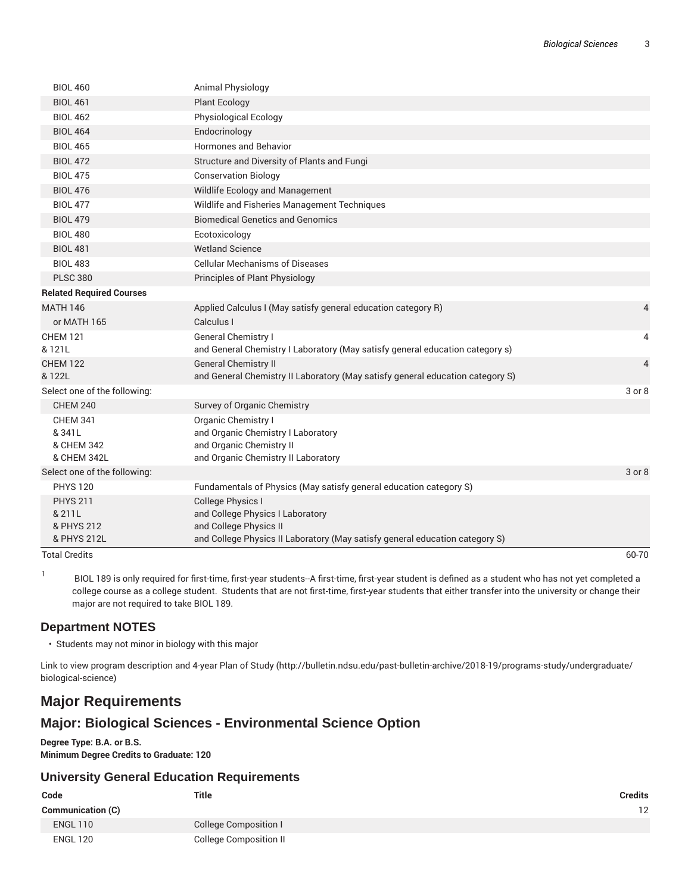| | | |
|---|---|---|
| BIOL 460 | Animal Physiology | |
| BIOL 461 | Plant Ecology | |
| BIOL 462 | Physiological Ecology | |
| BIOL 464 | Endocrinology | |
| BIOL 465 | Hormones and Behavior | |
| BIOL 472 | Structure and Diversity of Plants and Fungi | |
| BIOL 475 | Conservation Biology | |
| BIOL 476 | Wildlife Ecology and Management | |
| BIOL 477 | Wildlife and Fisheries Management Techniques | |
| BIOL 479 | Biomedical Genetics and Genomics | |
| BIOL 480 | Ecotoxicology | |
| BIOL 481 | Wetland Science | |
| BIOL 483 | Cellular Mechanisms of Diseases | |
| PLSC 380 | Principles of Plant Physiology | |
| **Related Required Courses** | | |
| MATH 146 | Applied Calculus I (May satisfy general education category R) | 4 |
| or MATH 165 | Calculus I | |
| CHEM 121<br>& 121L | General Chemistry I<br>and General Chemistry I Laboratory (May satisfy general education category s) | 4 |
| CHEM 122<br>& 122L | General Chemistry II<br>and General Chemistry II Laboratory (May satisfy general education category S) | 4 |
| Select one of the following: | | 3 or 8 |
| CHEM 240 | Survey of Organic Chemistry | |
| CHEM 341<br>& 341L<br>& CHEM 342<br>& CHEM 342L | Organic Chemistry I<br>and Organic Chemistry I Laboratory<br>and Organic Chemistry II<br>and Organic Chemistry II Laboratory | |
| Select one of the following: | | 3 or 8 |
| PHYS 120 | Fundamentals of Physics (May satisfy general education category S) | |
| PHYS 211<br>& 211L<br>& PHYS 212<br>& PHYS 212L | College Physics I<br>and College Physics I Laboratory<br>and College Physics II<br>and College Physics II Laboratory (May satisfy general education category S) | |
| Total Credits | | 60-70 |

[1] BIOL 189 is only required for first-time, first-year students--A first-time, first-year student is defined as a student who has not yet completed a college course as a college student. Students that are not first-time, first-year students that either transfer into the university or change their major are not required to take BIOL 189.

### Department NOTES

- Students may not minor in biology with this major

Link to view program description and 4-year Plan of Study (http://bulletin.ndsu.edu/past-bulletin-archive/2018-19/programs-study/undergraduate/biological-science)

## Major Requirements

### Major: Biological Sciences - Environmental Science Option

**Degree Type: B.A. or B.S.**
**Minimum Degree Credits to Graduate: 120**

### University General Education Requirements

| Code | Title | Credits |
|---|---|---|
| **Communication (C)** | | 12 |
| ENGL 110 | College Composition I | |
| ENGL 120 | College Composition II | |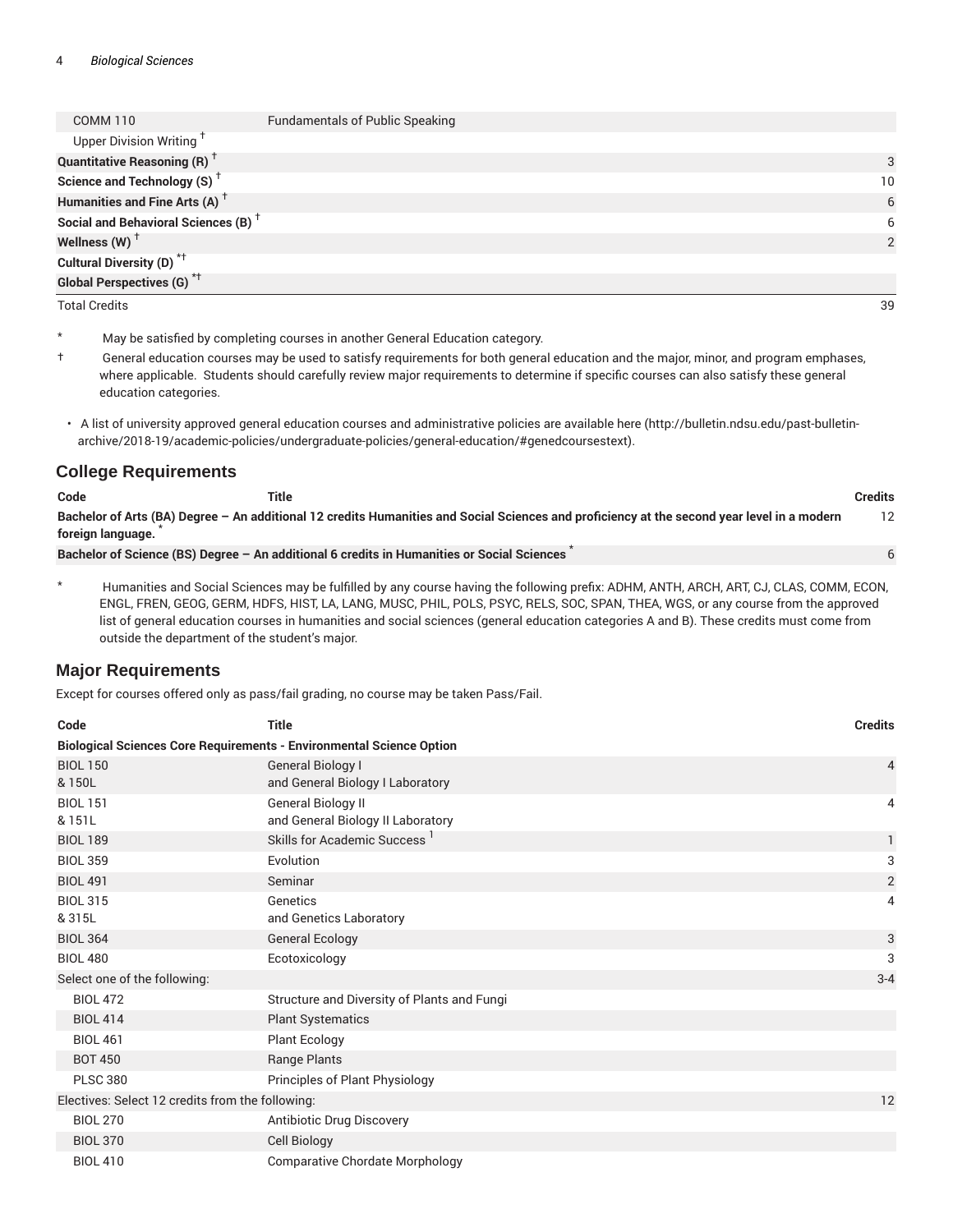| | | |
|---|---|---|
| COMM 110 | Fundamentals of Public Speaking | |
| Upper Division Writing † | | |
| **Quantitative Reasoning (R) †** | | 3 |
| **Science and Technology (S) †** | | 10 |
| **Humanities and Fine Arts (A) †** | | 6 |
| **Social and Behavioral Sciences (B) †** | | 6 |
| **Wellness (W) †** | | 2 |
| **Cultural Diversity (D) *†** | | |
| **Global Perspectives (G) *†** | | |
| Total Credits | | 39 |

\* May be satisfied by completing courses in another General Education category.

† General education courses may be used to satisfy requirements for both general education and the major, minor, and program emphases, where applicable. Students should carefully review major requirements to determine if specific courses can also satisfy these general education categories.

- A list of university approved general education courses and administrative policies are available here (http://bulletin.ndsu.edu/past-bulletin-archive/2018-19/academic-policies/undergraduate-policies/general-education/#genedcoursestext).

## College Requirements

| Code | Title | Credits |
|---|---|---|
| **Bachelor of Arts (BA) Degree – An additional 12 credits Humanities and Social Sciences and proficiency at the second year level in a modern foreign language. *** | | 12 |
| **Bachelor of Science (BS) Degree – An additional 6 credits in Humanities or Social Sciences *** | | 6 |

\* Humanities and Social Sciences may be fulfilled by any course having the following prefix: ADHM, ANTH, ARCH, ART, CJ, CLAS, COMM, ECON, ENGL, FREN, GEOG, GERM, HDFS, HIST, LA, LANG, MUSC, PHIL, POLS, PSYC, RELS, SOC, SPAN, THEA, WGS, or any course from the approved list of general education courses in humanities and social sciences (general education categories A and B). These credits must come from outside the department of the student's major.

## Major Requirements

Except for courses offered only as pass/fail grading, no course may be taken Pass/Fail.

| Code | Title | Credits |
|---|---|---|
| **Biological Sciences Core Requirements - Environmental Science Option** | | |
| BIOL 150 & 150L | General Biology I and General Biology I Laboratory | 4 |
| BIOL 151 & 151L | General Biology II and General Biology II Laboratory | 4 |
| BIOL 189 | Skills for Academic Success [1] | 1 |
| BIOL 359 | Evolution | 3 |
| BIOL 491 | Seminar | 2 |
| BIOL 315 & 315L | Genetics and Genetics Laboratory | 4 |
| BIOL 364 | General Ecology | 3 |
| BIOL 480 | Ecotoxicology | 3 |
| Select one of the following: | | 3-4 |
| BIOL 472 | Structure and Diversity of Plants and Fungi | |
| BIOL 414 | Plant Systematics | |
| BIOL 461 | Plant Ecology | |
| BOT 450 | Range Plants | |
| PLSC 380 | Principles of Plant Physiology | |
| Electives: Select 12 credits from the following: | | 12 |
| BIOL 270 | Antibiotic Drug Discovery | |
| BIOL 370 | Cell Biology | |
| BIOL 410 | Comparative Chordate Morphology | |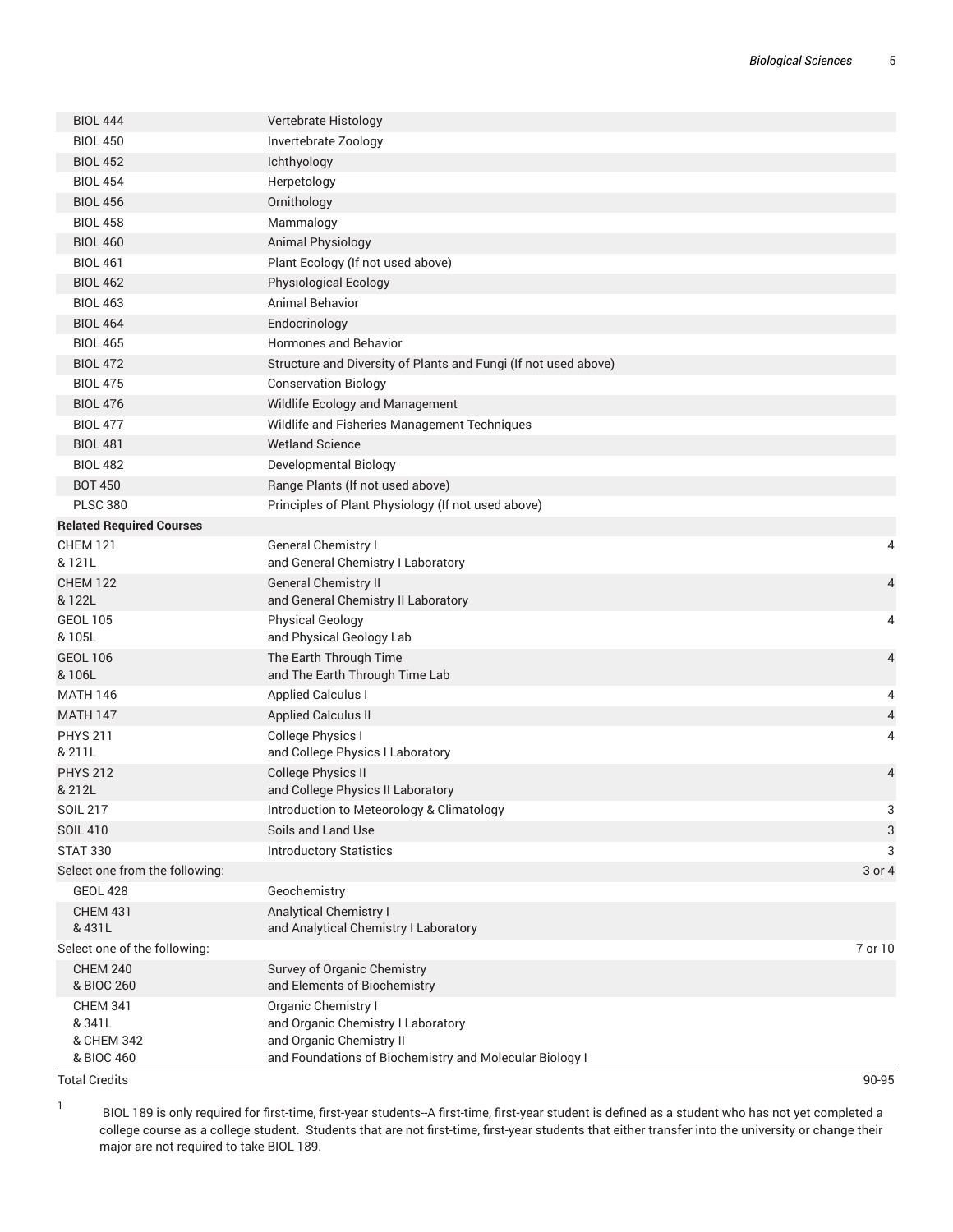| | | |
|---|---|---|
| BIOL 444 | Vertebrate Histology | |
| BIOL 450 | Invertebrate Zoology | |
| BIOL 452 | Ichthyology | |
| BIOL 454 | Herpetology | |
| BIOL 456 | Ornithology | |
| BIOL 458 | Mammalogy | |
| BIOL 460 | Animal Physiology | |
| BIOL 461 | Plant Ecology (If not used above) | |
| BIOL 462 | Physiological Ecology | |
| BIOL 463 | Animal Behavior | |
| BIOL 464 | Endocrinology | |
| BIOL 465 | Hormones and Behavior | |
| BIOL 472 | Structure and Diversity of Plants and Fungi (If not used above) | |
| BIOL 475 | Conservation Biology | |
| BIOL 476 | Wildlife Ecology and Management | |
| BIOL 477 | Wildlife and Fisheries Management Techniques | |
| BIOL 481 | Wetland Science | |
| BIOL 482 | Developmental Biology | |
| BOT 450 | Range Plants (If not used above) | |
| PLSC 380 | Principles of Plant Physiology (If not used above) | |
| **Related Required Courses** | | |
| CHEM 121 & 121L | General Chemistry I and General Chemistry I Laboratory | 4 |
| CHEM 122 & 122L | General Chemistry II and General Chemistry II Laboratory | 4 |
| GEOL 105 & 105L | Physical Geology and Physical Geology Lab | 4 |
| GEOL 106 & 106L | The Earth Through Time and The Earth Through Time Lab | 4 |
| MATH 146 | Applied Calculus I | 4 |
| MATH 147 | Applied Calculus II | 4 |
| PHYS 211 & 211L | College Physics I and College Physics I Laboratory | 4 |
| PHYS 212 & 212L | College Physics II and College Physics II Laboratory | 4 |
| SOIL 217 | Introduction to Meteorology & Climatology | 3 |
| SOIL 410 | Soils and Land Use | 3 |
| STAT 330 | Introductory Statistics | 3 |
| Select one from the following: | | 3 or 4 |
| GEOL 428 | Geochemistry | |
| CHEM 431 & 431L | Analytical Chemistry I and Analytical Chemistry I Laboratory | |
| Select one of the following: | | 7 or 10 |
| CHEM 240 & BIOC 260 | Survey of Organic Chemistry and Elements of Biochemistry | |
| CHEM 341 & 341L & CHEM 342 & BIOC 460 | Organic Chemistry I and Organic Chemistry I Laboratory and Organic Chemistry II and Foundations of Biochemistry and Molecular Biology I | |
| Total Credits | | 90-95 |

[1] BIOL 189 is only required for first-time, first-year students--A first-time, first-year student is defined as a student who has not yet completed a college course as a college student. Students that are not first-time, first-year students that either transfer into the university or change their major are not required to take BIOL 189.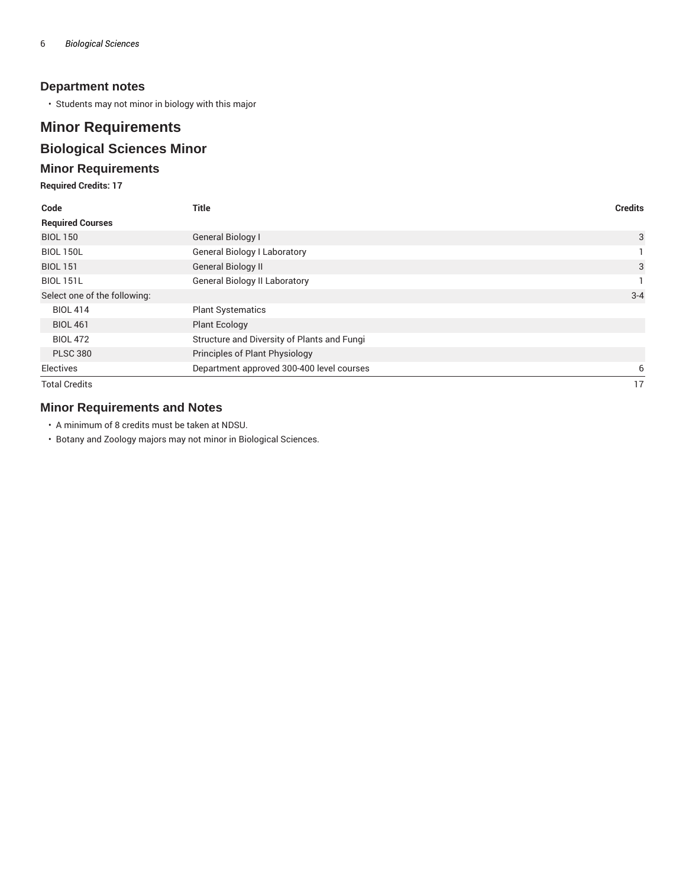### Department notes

- Students may not minor in biology with this major

## Minor Requirements

## Biological Sciences Minor

### Minor Requirements

**Required Credits: 17**

| Code | Title | Credits |
|---|---|---|
| **Required Courses** | | |
| BIOL 150 | General Biology I | 3 |
| BIOL 150L | General Biology I Laboratory | 1 |
| BIOL 151 | General Biology II | 3 |
| BIOL 151L | General Biology II Laboratory | 1 |
| Select one of the following: | | 3-4 |
| BIOL 414 | Plant Systematics | |
| BIOL 461 | Plant Ecology | |
| BIOL 472 | Structure and Diversity of Plants and Fungi | |
| PLSC 380 | Principles of Plant Physiology | |
| Electives | Department approved 300-400 level courses | 6 |
| Total Credits | | 17 |

### Minor Requirements and Notes

- A minimum of 8 credits must be taken at NDSU.
- Botany and Zoology majors may not minor in Biological Sciences.